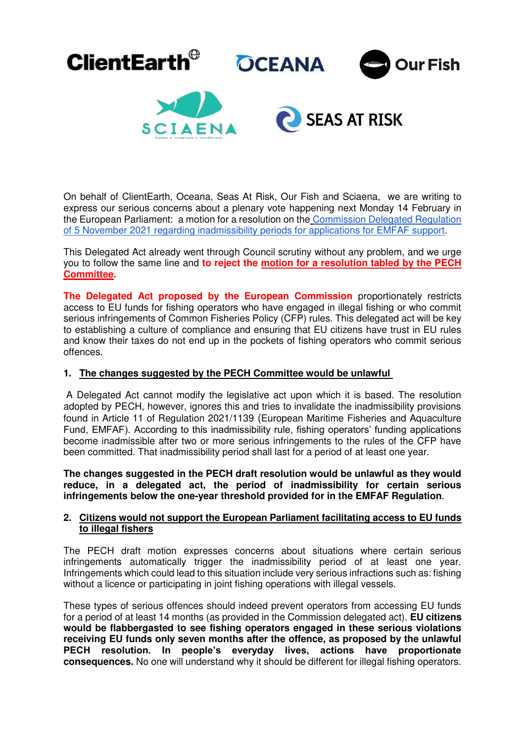ClientEarth OCEANA Our Fish SCIAENA SEAS AT RISK

On behalf of ClientEarth, Oceana, Seas At Risk, Our Fish and Sciaena, we are writing to express our serious concerns about a plenary vote happening next Monday 14 February in the European Parliament: a motion for a resolution on the [Commission Delegated Regulation of 5 November 2021 regarding inadmissibility periods for applications for EMFAF support](#).

This Delegated Act already went through Council scrutiny without any problem, and we urge you to follow the same line and **to reject the motion for a resolution tabled by the PECH Committee.**

**The Delegated Act proposed by the European Commission** proportionately restricts access to EU funds for fishing operators who have engaged in illegal fishing or who commit serious infringements of Common Fisheries Policy (CFP) rules. This delegated act will be key to establishing a culture of compliance and ensuring that EU citizens have trust in EU rules and know their taxes do not end up in the pockets of fishing operators who commit serious offences.

## 1. The changes suggested by the PECH Committee would be unlawful

A Delegated Act cannot modify the legislative act upon which it is based. The resolution adopted by PECH, however, ignores this and tries to invalidate the inadmissibility provisions found in Article 11 of Regulation 2021/1139 (European Maritime Fisheries and Aquaculture Fund, EMFAF). According to this inadmissibility rule, fishing operators' funding applications become inadmissible after two or more serious infringements to the rules of the CFP have been committed. That inadmissibility period shall last for a period of at least one year.

**The changes suggested in the PECH draft resolution would be unlawful as they would reduce, in a delegated act, the period of inadmissibility for certain serious infringements below the one-year threshold provided for in the EMFAF Regulation**.

## 2. Citizens would not support the European Parliament facilitating access to EU funds to illegal fishers

The PECH draft motion expresses concerns about situations where certain serious infringements automatically trigger the inadmissibility period of at least one year. Infringements which could lead to this situation include very serious infractions such as: fishing without a licence or participating in joint fishing operations with illegal vessels.

These types of serious offences should indeed prevent operators from accessing EU funds for a period of at least 14 months (as provided in the Commission delegated act). **EU citizens would be flabbergasted to see fishing operators engaged in these serious violations receiving EU funds only seven months after the offence, as proposed by the unlawful PECH resolution. In people's everyday lives, actions have proportionate consequences.** No one will understand why it should be different for illegal fishing operators.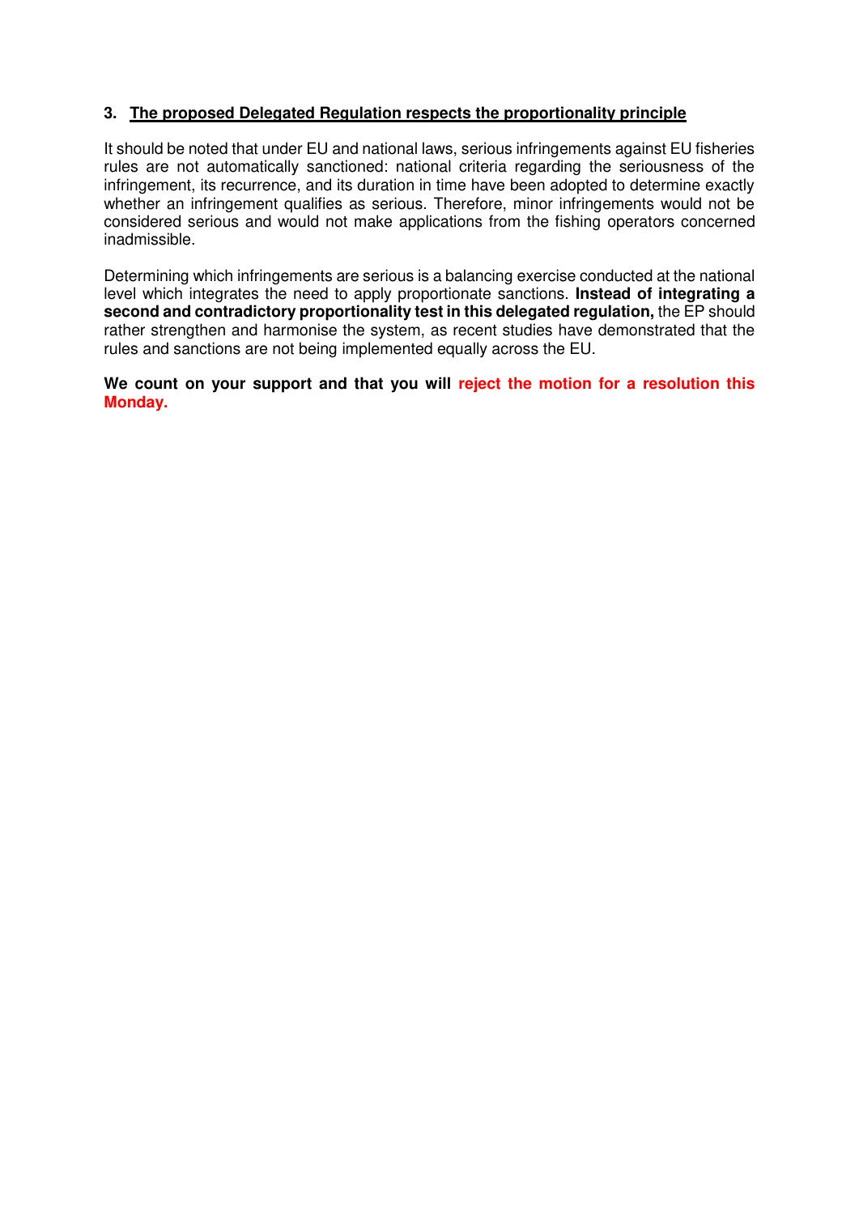### 3. <u>The proposed Delegated Regulation respects the proportionality principle</u>

It should be noted that under EU and national laws, serious infringements against EU fisheries rules are not automatically sanctioned: national criteria regarding the seriousness of the infringement, its recurrence, and its duration in time have been adopted to determine exactly whether an infringement qualifies as serious. Therefore, minor infringements would not be considered serious and would not make applications from the fishing operators concerned inadmissible.

Determining which infringements are serious is a balancing exercise conducted at the national level which integrates the need to apply proportionate sanctions. **Instead of integrating a second and contradictory proportionality test in this delegated regulation,** the EP should rather strengthen and harmonise the system, as recent studies have demonstrated that the rules and sanctions are not being implemented equally across the EU.

**We count on your support and that you will reject the motion for a resolution this Monday.**